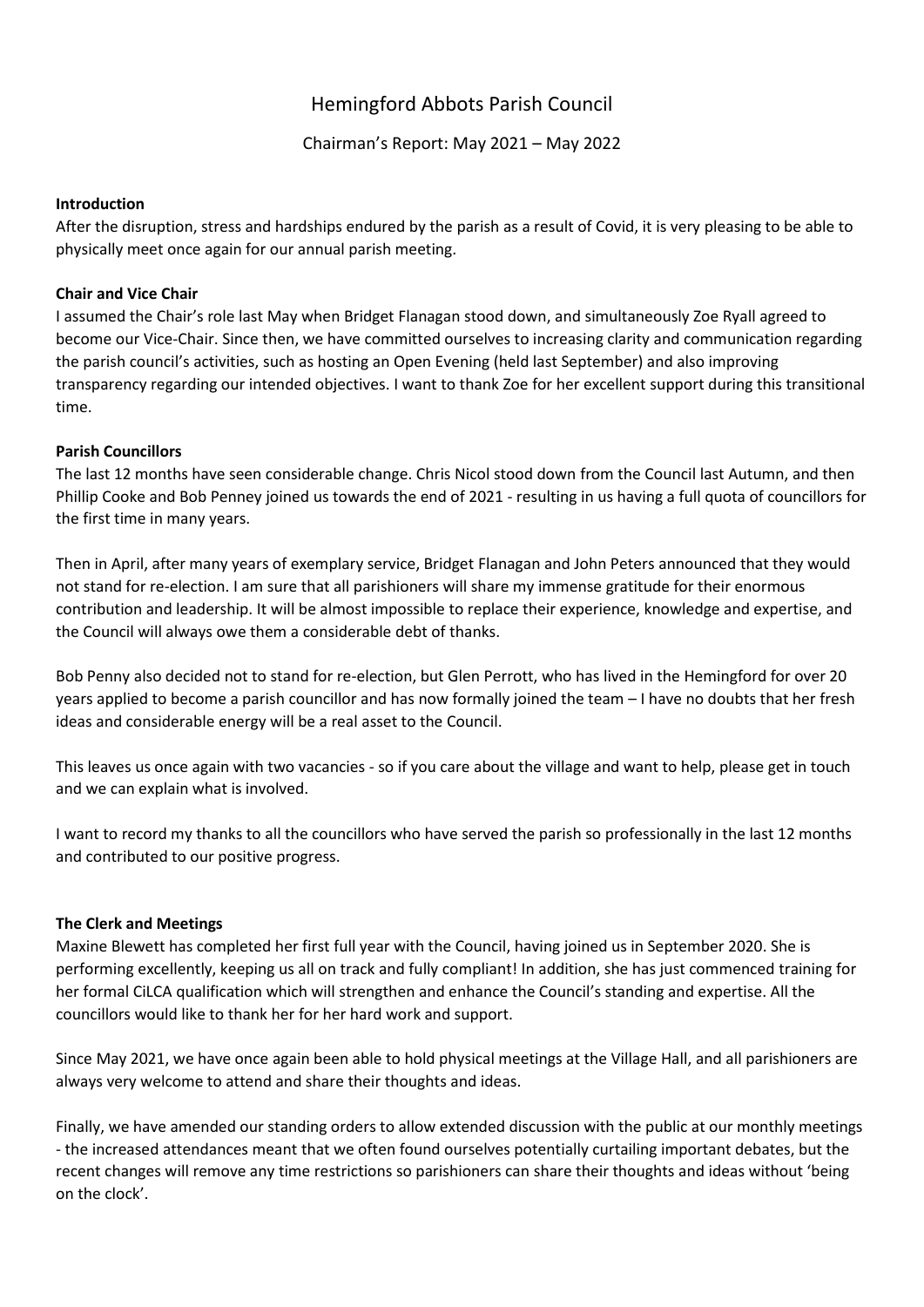# Hemingford Abbots Parish Council

## Chairman's Report: May 2021 – May 2022

**Introduction**

After the disruption, stress and hardships endured by the parish as a result of Covid, it is very pleasing to be able to physically meet once again for our annual parish meeting.

**Chair and Vice Chair**

I assumed the Chair's role last May when Bridget Flanagan stood down, and simultaneously Zoe Ryall agreed to become our Vice-Chair. Since then, we have committed ourselves to increasing clarity and communication regarding the parish council's activities, such as hosting an Open Evening (held last September) and also improving transparency regarding our intended objectives. I want to thank Zoe for her excellent support during this transitional time.

**Parish Councillors**

The last 12 months have seen considerable change. Chris Nicol stood down from the Council last Autumn, and then Phillip Cooke and Bob Penney joined us towards the end of 2021 - resulting in us having a full quota of councillors for the first time in many years.

Then in April, after many years of exemplary service, Bridget Flanagan and John Peters announced that they would not stand for re-election. I am sure that all parishioners will share my immense gratitude for their enormous contribution and leadership. It will be almost impossible to replace their experience, knowledge and expertise, and the Council will always owe them a considerable debt of thanks.

Bob Penny also decided not to stand for re-election, but Glen Perrott, who has lived in the Hemingford for over 20 years applied to become a parish councillor and has now formally joined the team – I have no doubts that her fresh ideas and considerable energy will be a real asset to the Council.

This leaves us once again with two vacancies - so if you care about the village and want to help, please get in touch and we can explain what is involved.

I want to record my thanks to all the councillors who have served the parish so professionally in the last 12 months and contributed to our positive progress.

**The Clerk and Meetings**

Maxine Blewett has completed her first full year with the Council, having joined us in September 2020. She is performing excellently, keeping us all on track and fully compliant! In addition, she has just commenced training for her formal CiLCA qualification which will strengthen and enhance the Council's standing and expertise. All the councillors would like to thank her for her hard work and support.

Since May 2021, we have once again been able to hold physical meetings at the Village Hall, and all parishioners are always very welcome to attend and share their thoughts and ideas.

Finally, we have amended our standing orders to allow extended discussion with the public at our monthly meetings - the increased attendances meant that we often found ourselves potentially curtailing important debates, but the recent changes will remove any time restrictions so parishioners can share their thoughts and ideas without 'being on the clock'.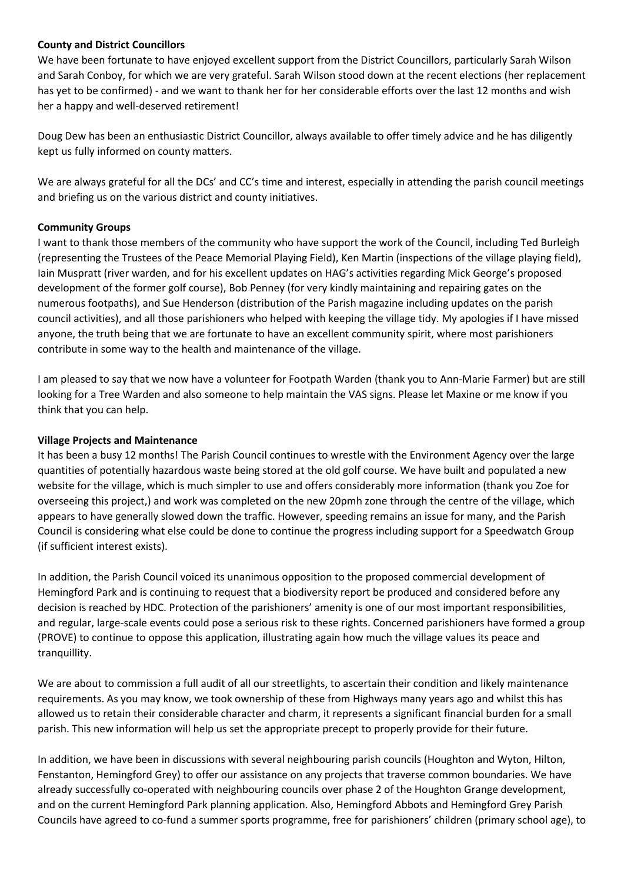**County and District Councillors**

We have been fortunate to have enjoyed excellent support from the District Councillors, particularly Sarah Wilson and Sarah Conboy, for which we are very grateful. Sarah Wilson stood down at the recent elections (her replacement has yet to be confirmed) - and we want to thank her for her considerable efforts over the last 12 months and wish her a happy and well-deserved retirement!

Doug Dew has been an enthusiastic District Councillor, always available to offer timely advice and he has diligently kept us fully informed on county matters.

We are always grateful for all the DCs' and CC's time and interest, especially in attending the parish council meetings and briefing us on the various district and county initiatives.

**Community Groups**

I want to thank those members of the community who have support the work of the Council, including Ted Burleigh (representing the Trustees of the Peace Memorial Playing Field), Ken Martin (inspections of the village playing field), Iain Muspratt (river warden, and for his excellent updates on HAG's activities regarding Mick George's proposed development of the former golf course), Bob Penney (for very kindly maintaining and repairing gates on the numerous footpaths), and Sue Henderson (distribution of the Parish magazine including updates on the parish council activities), and all those parishioners who helped with keeping the village tidy. My apologies if I have missed anyone, the truth being that we are fortunate to have an excellent community spirit, where most parishioners contribute in some way to the health and maintenance of the village.

I am pleased to say that we now have a volunteer for Footpath Warden (thank you to Ann-Marie Farmer) but are still looking for a Tree Warden and also someone to help maintain the VAS signs. Please let Maxine or me know if you think that you can help.

**Village Projects and Maintenance**

It has been a busy 12 months! The Parish Council continues to wrestle with the Environment Agency over the large quantities of potentially hazardous waste being stored at the old golf course. We have built and populated a new website for the village, which is much simpler to use and offers considerably more information (thank you Zoe for overseeing this project,) and work was completed on the new 20pmh zone through the centre of the village, which appears to have generally slowed down the traffic. However, speeding remains an issue for many, and the Parish Council is considering what else could be done to continue the progress including support for a Speedwatch Group (if sufficient interest exists).

In addition, the Parish Council voiced its unanimous opposition to the proposed commercial development of Hemingford Park and is continuing to request that a biodiversity report be produced and considered before any decision is reached by HDC. Protection of the parishioners' amenity is one of our most important responsibilities, and regular, large-scale events could pose a serious risk to these rights. Concerned parishioners have formed a group (PROVE) to continue to oppose this application, illustrating again how much the village values its peace and tranquillity.

We are about to commission a full audit of all our streetlights, to ascertain their condition and likely maintenance requirements. As you may know, we took ownership of these from Highways many years ago and whilst this has allowed us to retain their considerable character and charm, it represents a significant financial burden for a small parish. This new information will help us set the appropriate precept to properly provide for their future.

In addition, we have been in discussions with several neighbouring parish councils (Houghton and Wyton, Hilton, Fenstanton, Hemingford Grey) to offer our assistance on any projects that traverse common boundaries. We have already successfully co-operated with neighbouring councils over phase 2 of the Houghton Grange development, and on the current Hemingford Park planning application. Also, Hemingford Abbots and Hemingford Grey Parish Councils have agreed to co-fund a summer sports programme, free for parishioners' children (primary school age), to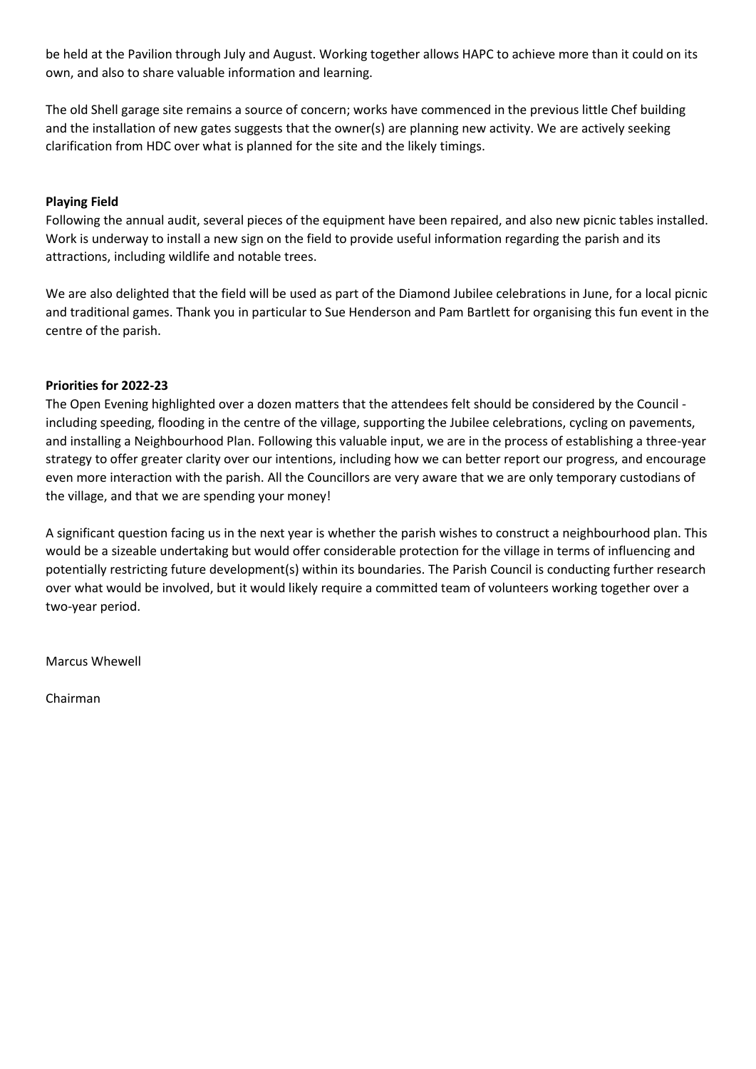be held at the Pavilion through July and August. Working together allows HAPC to achieve more than it could on its own, and also to share valuable information and learning.

The old Shell garage site remains a source of concern; works have commenced in the previous little Chef building and the installation of new gates suggests that the owner(s) are planning new activity. We are actively seeking clarification from HDC over what is planned for the site and the likely timings.

**Playing Field**

Following the annual audit, several pieces of the equipment have been repaired, and also new picnic tables installed. Work is underway to install a new sign on the field to provide useful information regarding the parish and its attractions, including wildlife and notable trees.

We are also delighted that the field will be used as part of the Diamond Jubilee celebrations in June, for a local picnic and traditional games. Thank you in particular to Sue Henderson and Pam Bartlett for organising this fun event in the centre of the parish.

**Priorities for 2022-23**

The Open Evening highlighted over a dozen matters that the attendees felt should be considered by the Council - including speeding, flooding in the centre of the village, supporting the Jubilee celebrations, cycling on pavements, and installing a Neighbourhood Plan. Following this valuable input, we are in the process of establishing a three-year strategy to offer greater clarity over our intentions, including how we can better report our progress, and encourage even more interaction with the parish. All the Councillors are very aware that we are only temporary custodians of the village, and that we are spending your money!

A significant question facing us in the next year is whether the parish wishes to construct a neighbourhood plan. This would be a sizeable undertaking but would offer considerable protection for the village in terms of influencing and potentially restricting future development(s) within its boundaries. The Parish Council is conducting further research over what would be involved, but it would likely require a committed team of volunteers working together over a two-year period.

Marcus Whewell

Chairman